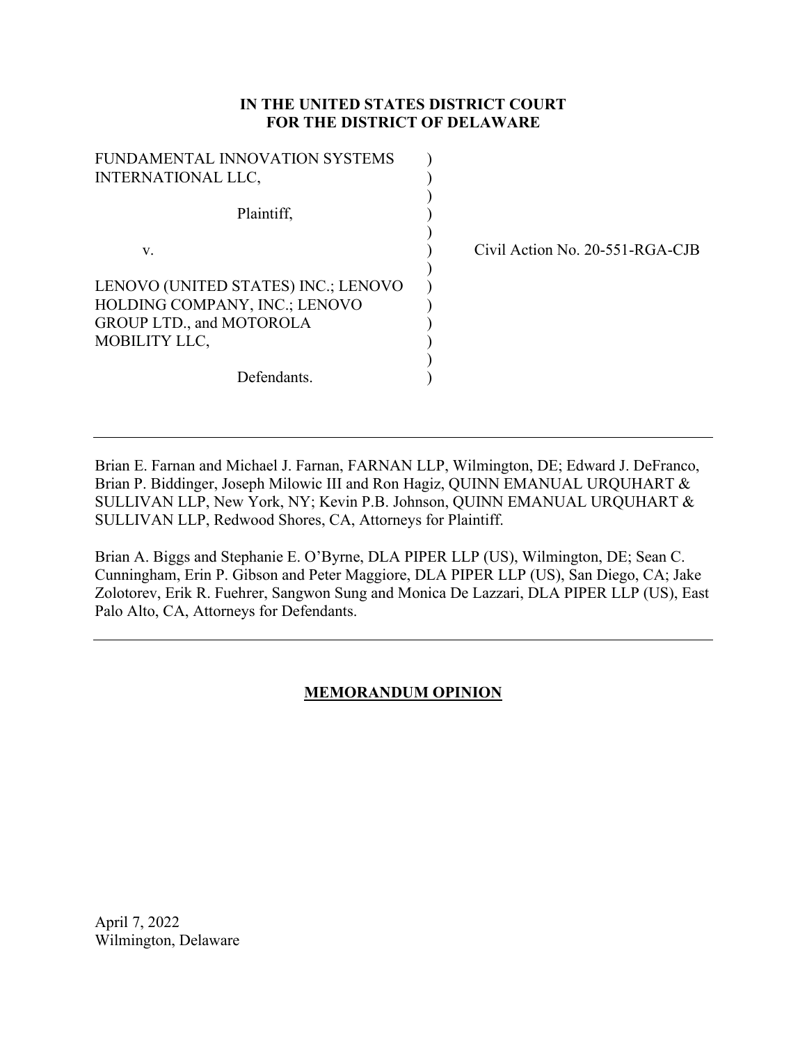**IN THE UNITED STATES DISTRICT COURT**
**FOR THE DISTRICT OF DELAWARE**

FUNDAMENTAL INNOVATION SYSTEMS INTERNATIONAL LLC,

Plaintiff,

v.

LENOVO (UNITED STATES) INC.; LENOVO HOLDING COMPANY, INC.; LENOVO GROUP LTD., and MOTOROLA MOBILITY LLC,

Defendants.

Civil Action No. 20-551-RGA-CJB

---

Brian E. Farnan and Michael J. Farnan, FARNAN LLP, Wilmington, DE; Edward J. DeFranco, Brian P. Biddinger, Joseph Milowic III and Ron Hagiz, QUINN EMANUAL URQUHART & SULLIVAN LLP, New York, NY; Kevin P.B. Johnson, QUINN EMANUAL URQUHART & SULLIVAN LLP, Redwood Shores, CA, Attorneys for Plaintiff.

Brian A. Biggs and Stephanie E. O'Byrne, DLA PIPER LLP (US), Wilmington, DE; Sean C. Cunningham, Erin P. Gibson and Peter Maggiore, DLA PIPER LLP (US), San Diego, CA; Jake Zolotorev, Erik R. Fuehrer, Sangwon Sung and Monica De Lazzari, DLA PIPER LLP (US), East Palo Alto, CA, Attorneys for Defendants.

---

**MEMORANDUM OPINION**

April 7, 2022
Wilmington, Delaware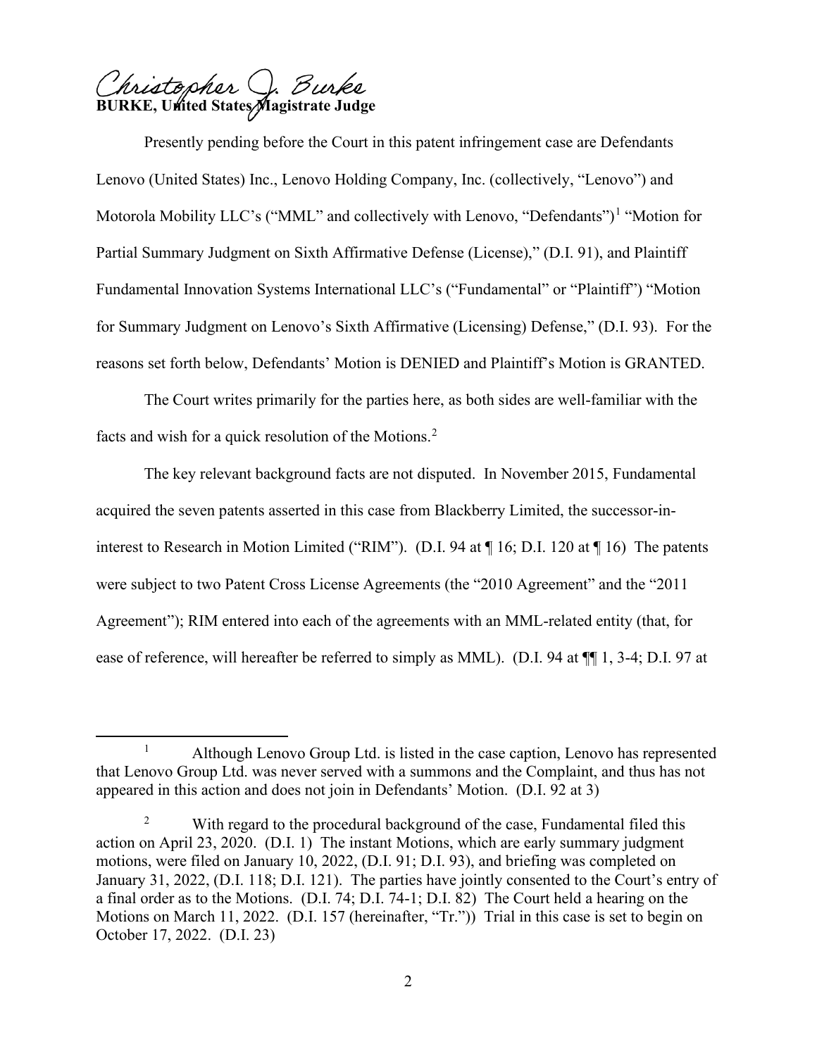Christopher J. Burke
**BURKE, United States Magistrate Judge**

Presently pending before the Court in this patent infringement case are Defendants Lenovo (United States) Inc., Lenovo Holding Company, Inc. (collectively, "Lenovo") and Motorola Mobility LLC's ("MML" and collectively with Lenovo, "Defendants")[1] "Motion for Partial Summary Judgment on Sixth Affirmative Defense (License)," (D.I. 91), and Plaintiff Fundamental Innovation Systems International LLC's ("Fundamental" or "Plaintiff") "Motion for Summary Judgment on Lenovo's Sixth Affirmative (Licensing) Defense," (D.I. 93). For the reasons set forth below, Defendants' Motion is DENIED and Plaintiff's Motion is GRANTED.

The Court writes primarily for the parties here, as both sides are well-familiar with the facts and wish for a quick resolution of the Motions.[2]

The key relevant background facts are not disputed. In November 2015, Fundamental acquired the seven patents asserted in this case from Blackberry Limited, the successor-in-interest to Research in Motion Limited ("RIM"). (D.I. 94 at ¶ 16; D.I. 120 at ¶ 16) The patents were subject to two Patent Cross License Agreements (the "2010 Agreement" and the "2011 Agreement"); RIM entered into each of the agreements with an MML-related entity (that, for ease of reference, will hereafter be referred to simply as MML). (D.I. 94 at ¶¶ 1, 3-4; D.I. 97 at

---

[1] Although Lenovo Group Ltd. is listed in the case caption, Lenovo has represented that Lenovo Group Ltd. was never served with a summons and the Complaint, and thus has not appeared in this action and does not join in Defendants' Motion. (D.I. 92 at 3)

[2] With regard to the procedural background of the case, Fundamental filed this action on April 23, 2020. (D.I. 1) The instant Motions, which are early summary judgment motions, were filed on January 10, 2022, (D.I. 91; D.I. 93), and briefing was completed on January 31, 2022, (D.I. 118; D.I. 121). The parties have jointly consented to the Court's entry of a final order as to the Motions. (D.I. 74; D.I. 74-1; D.I. 82) The Court held a hearing on the Motions on March 11, 2022. (D.I. 157 (hereinafter, "Tr.")) Trial in this case is set to begin on October 17, 2022. (D.I. 23)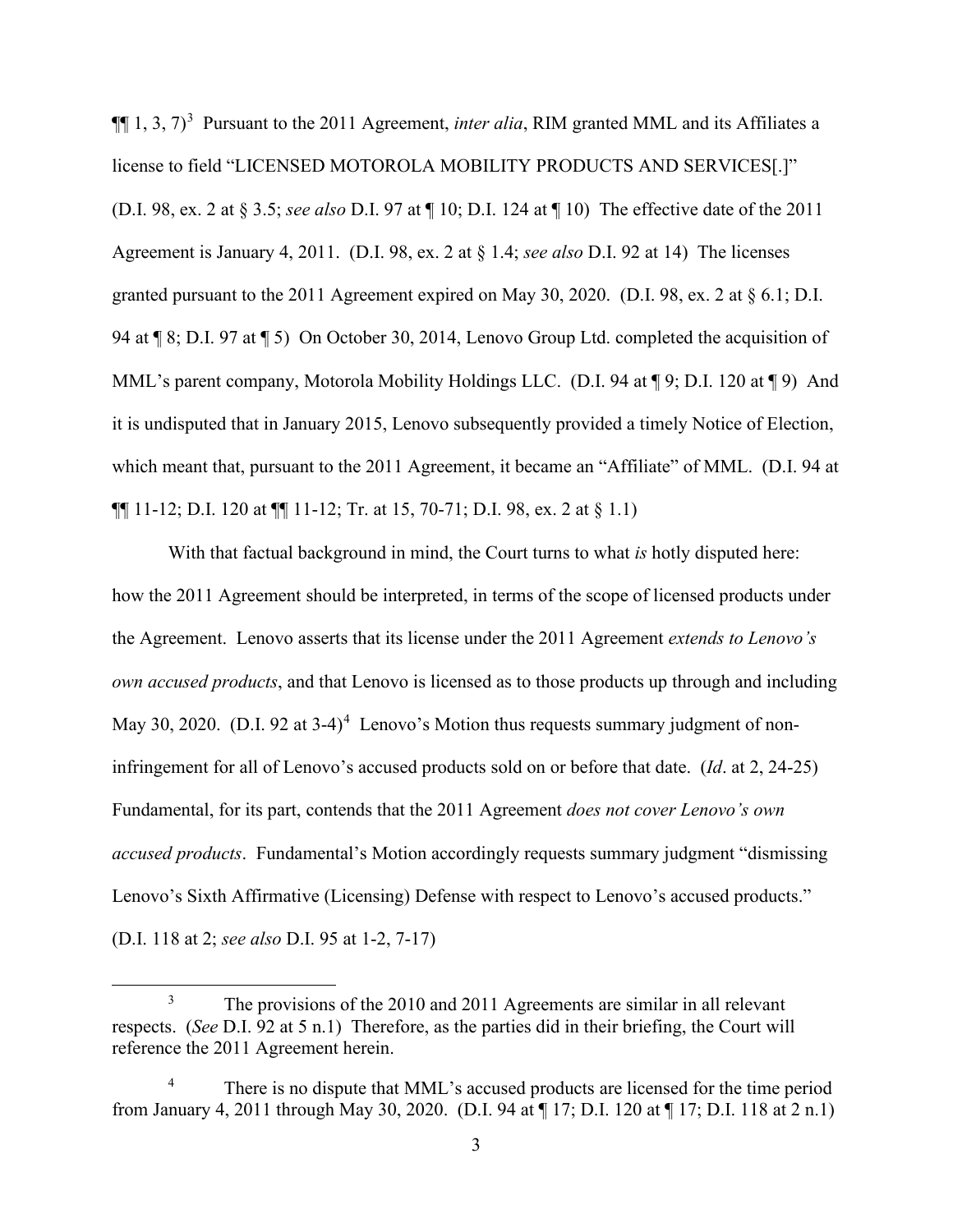¶¶ 1, 3, 7)[3] Pursuant to the 2011 Agreement, *inter alia*, RIM granted MML and its Affiliates a license to field "LICENSED MOTOROLA MOBILITY PRODUCTS AND SERVICES[.]" (D.I. 98, ex. 2 at § 3.5; *see also* D.I. 97 at ¶ 10; D.I. 124 at ¶ 10) The effective date of the 2011 Agreement is January 4, 2011. (D.I. 98, ex. 2 at § 1.4; *see also* D.I. 92 at 14) The licenses granted pursuant to the 2011 Agreement expired on May 30, 2020. (D.I. 98, ex. 2 at § 6.1; D.I. 94 at ¶ 8; D.I. 97 at ¶ 5) On October 30, 2014, Lenovo Group Ltd. completed the acquisition of MML's parent company, Motorola Mobility Holdings LLC. (D.I. 94 at ¶ 9; D.I. 120 at ¶ 9) And it is undisputed that in January 2015, Lenovo subsequently provided a timely Notice of Election, which meant that, pursuant to the 2011 Agreement, it became an "Affiliate" of MML. (D.I. 94 at ¶¶ 11-12; D.I. 120 at ¶¶ 11-12; Tr. at 15, 70-71; D.I. 98, ex. 2 at § 1.1)

With that factual background in mind, the Court turns to what *is* hotly disputed here: how the 2011 Agreement should be interpreted, in terms of the scope of licensed products under the Agreement. Lenovo asserts that its license under the 2011 Agreement *extends to Lenovo's own accused products*, and that Lenovo is licensed as to those products up through and including May 30, 2020. (D.I. 92 at 3-4)[4] Lenovo's Motion thus requests summary judgment of non-infringement for all of Lenovo's accused products sold on or before that date. (*Id*. at 2, 24-25) Fundamental, for its part, contends that the 2011 Agreement *does not cover Lenovo's own accused products*. Fundamental's Motion accordingly requests summary judgment "dismissing Lenovo's Sixth Affirmative (Licensing) Defense with respect to Lenovo's accused products." (D.I. 118 at 2; *see also* D.I. 95 at 1-2, 7-17)

---

[3] The provisions of the 2010 and 2011 Agreements are similar in all relevant respects. (*See* D.I. 92 at 5 n.1) Therefore, as the parties did in their briefing, the Court will reference the 2011 Agreement herein.

[4] There is no dispute that MML's accused products are licensed for the time period from January 4, 2011 through May 30, 2020. (D.I. 94 at ¶ 17; D.I. 120 at ¶ 17; D.I. 118 at 2 n.1)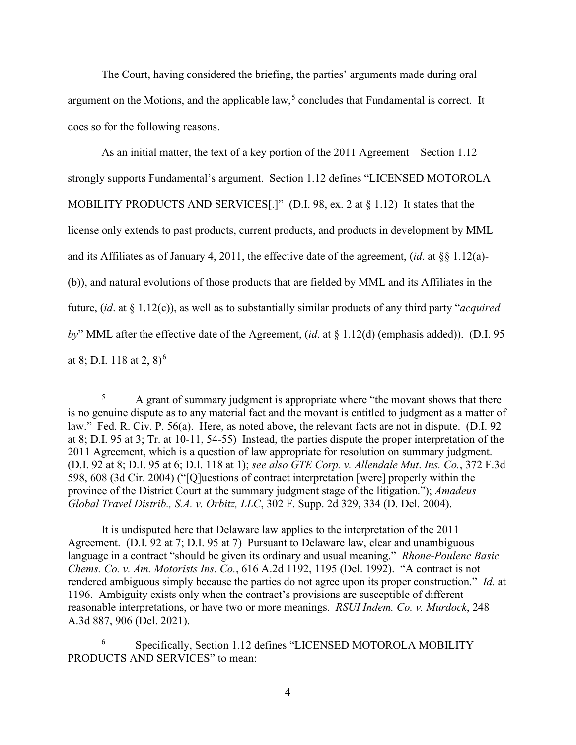The Court, having considered the briefing, the parties' arguments made during oral argument on the Motions, and the applicable law,[5] concludes that Fundamental is correct. It does so for the following reasons.

As an initial matter, the text of a key portion of the 2011 Agreement—Section 1.12—strongly supports Fundamental's argument. Section 1.12 defines "LICENSED MOTOROLA MOBILITY PRODUCTS AND SERVICES[.]" (D.I. 98, ex. 2 at § 1.12) It states that the license only extends to past products, current products, and products in development by MML and its Affiliates as of January 4, 2011, the effective date of the agreement, (*id*. at §§ 1.12(a)-(b)), and natural evolutions of those products that are fielded by MML and its Affiliates in the future, (*id*. at § 1.12(c)), as well as to substantially similar products of any third party "*acquired by*" MML after the effective date of the Agreement, (*id*. at § 1.12(d) (emphasis added)). (D.I. 95 at 8; D.I. 118 at 2, 8)[6]

---

[5] A grant of summary judgment is appropriate where "the movant shows that there is no genuine dispute as to any material fact and the movant is entitled to judgment as a matter of law." Fed. R. Civ. P. 56(a). Here, as noted above, the relevant facts are not in dispute. (D.I. 92 at 8; D.I. 95 at 3; Tr. at 10-11, 54-55) Instead, the parties dispute the proper interpretation of the 2011 Agreement, which is a question of law appropriate for resolution on summary judgment. (D.I. 92 at 8; D.I. 95 at 6; D.I. 118 at 1); *see also GTE Corp. v. Allendale Mut. Ins. Co.*, 372 F.3d 598, 608 (3d Cir. 2004) ("[Q]uestions of contract interpretation [were] properly within the province of the District Court at the summary judgment stage of the litigation."); *Amadeus Global Travel Distrib., S.A. v. Orbitz, LLC*, 302 F. Supp. 2d 329, 334 (D. Del. 2004).

It is undisputed here that Delaware law applies to the interpretation of the 2011 Agreement. (D.I. 92 at 7; D.I. 95 at 7) Pursuant to Delaware law, clear and unambiguous language in a contract "should be given its ordinary and usual meaning." *Rhone-Poulenc Basic Chems. Co. v. Am. Motorists Ins. Co.*, 616 A.2d 1192, 1195 (Del. 1992). "A contract is not rendered ambiguous simply because the parties do not agree upon its proper construction." *Id.* at 1196. Ambiguity exists only when the contract's provisions are susceptible of different reasonable interpretations, or have two or more meanings. *RSUI Indem. Co. v. Murdock*, 248 A.3d 887, 906 (Del. 2021).

[6] Specifically, Section 1.12 defines "LICENSED MOTOROLA MOBILITY PRODUCTS AND SERVICES" to mean: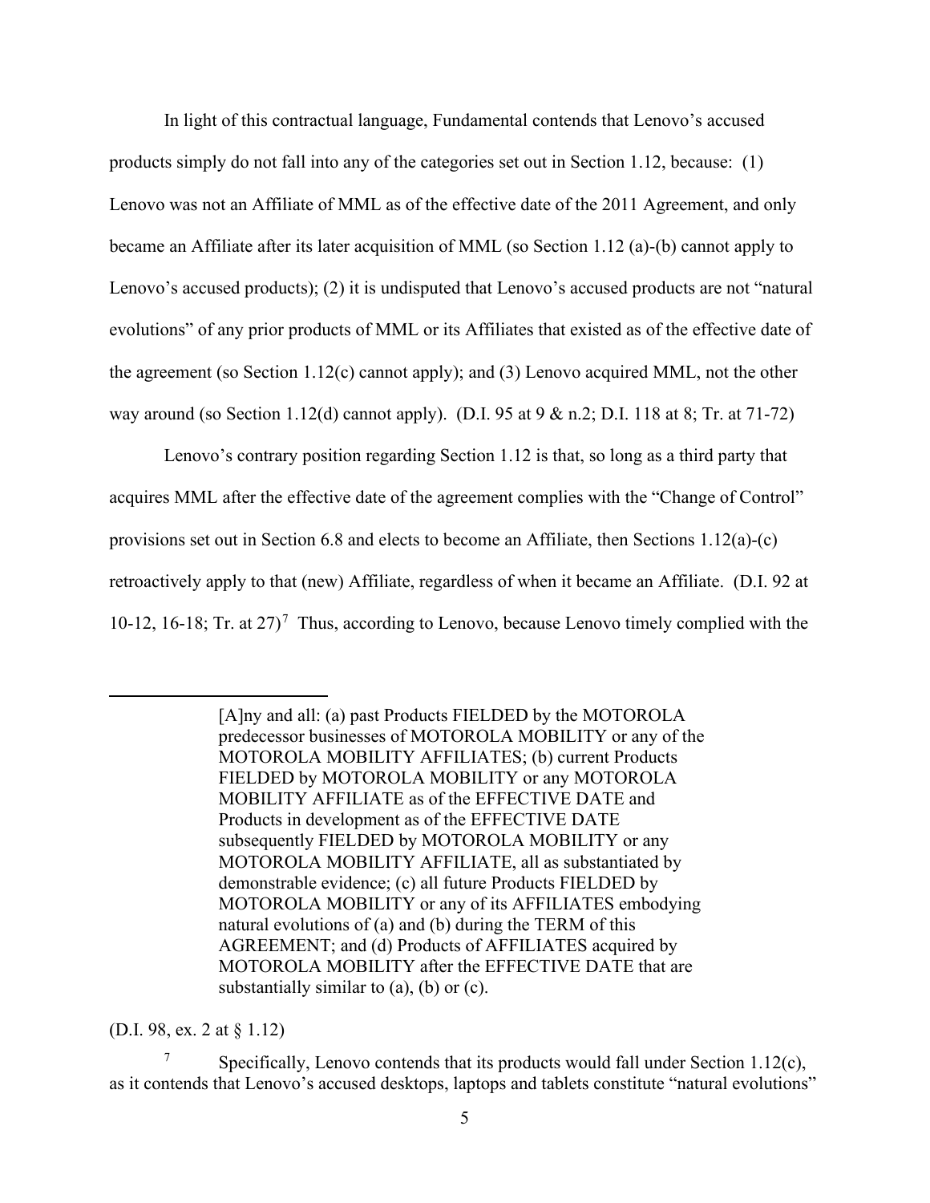In light of this contractual language, Fundamental contends that Lenovo's accused products simply do not fall into any of the categories set out in Section 1.12, because: (1) Lenovo was not an Affiliate of MML as of the effective date of the 2011 Agreement, and only became an Affiliate after its later acquisition of MML (so Section 1.12 (a)-(b) cannot apply to Lenovo's accused products); (2) it is undisputed that Lenovo's accused products are not "natural evolutions" of any prior products of MML or its Affiliates that existed as of the effective date of the agreement (so Section 1.12(c) cannot apply); and (3) Lenovo acquired MML, not the other way around (so Section 1.12(d) cannot apply). (D.I. 95 at 9 & n.2; D.I. 118 at 8; Tr. at 71-72)

Lenovo's contrary position regarding Section 1.12 is that, so long as a third party that acquires MML after the effective date of the agreement complies with the "Change of Control" provisions set out in Section 6.8 and elects to become an Affiliate, then Sections 1.12(a)-(c) retroactively apply to that (new) Affiliate, regardless of when it became an Affiliate. (D.I. 92 at 10-12, 16-18; Tr. at 27)[7] Thus, according to Lenovo, because Lenovo timely complied with the

---

> [A]ny and all: (a) past Products FIELDED by the MOTOROLA predecessor businesses of MOTOROLA MOBILITY or any of the MOTOROLA MOBILITY AFFILIATES; (b) current Products FIELDED by MOTOROLA MOBILITY or any MOTOROLA MOBILITY AFFILIATE as of the EFFECTIVE DATE and Products in development as of the EFFECTIVE DATE subsequently FIELDED by MOTOROLA MOBILITY or any MOTOROLA MOBILITY AFFILIATE, all as substantiated by demonstrable evidence; (c) all future Products FIELDED by MOTOROLA MOBILITY or any of its AFFILIATES embodying natural evolutions of (a) and (b) during the TERM of this AGREEMENT; and (d) Products of AFFILIATES acquired by MOTOROLA MOBILITY after the EFFECTIVE DATE that are substantially similar to (a), (b) or (c).

(D.I. 98, ex. 2 at § 1.12)

[7] Specifically, Lenovo contends that its products would fall under Section 1.12(c), as it contends that Lenovo's accused desktops, laptops and tablets constitute "natural evolutions"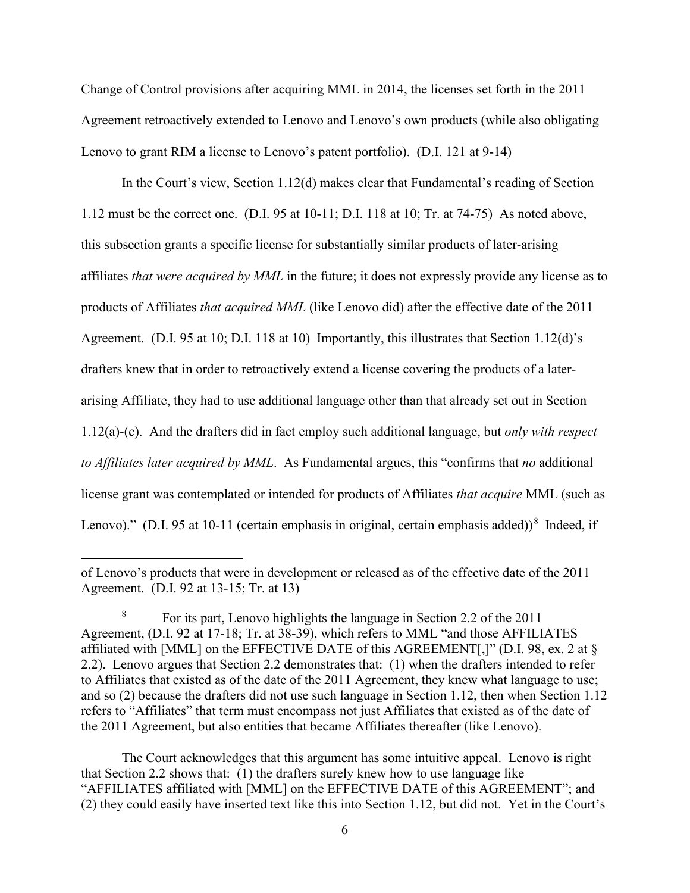Change of Control provisions after acquiring MML in 2014, the licenses set forth in the 2011 Agreement retroactively extended to Lenovo and Lenovo's own products (while also obligating Lenovo to grant RIM a license to Lenovo's patent portfolio). (D.I. 121 at 9-14)

In the Court's view, Section 1.12(d) makes clear that Fundamental's reading of Section 1.12 must be the correct one. (D.I. 95 at 10-11; D.I. 118 at 10; Tr. at 74-75) As noted above, this subsection grants a specific license for substantially similar products of later-arising affiliates *that were acquired by MML* in the future; it does not expressly provide any license as to products of Affiliates *that acquired MML* (like Lenovo did) after the effective date of the 2011 Agreement. (D.I. 95 at 10; D.I. 118 at 10) Importantly, this illustrates that Section 1.12(d)'s drafters knew that in order to retroactively extend a license covering the products of a later-arising Affiliate, they had to use additional language other than that already set out in Section 1.12(a)-(c). And the drafters did in fact employ such additional language, but *only with respect to Affiliates later acquired by MML*. As Fundamental argues, this "confirms that *no* additional license grant was contemplated or intended for products of Affiliates *that acquire* MML (such as Lenovo)." (D.I. 95 at 10-11 (certain emphasis in original, certain emphasis added))[8] Indeed, if

---

of Lenovo's products that were in development or released as of the effective date of the 2011 Agreement. (D.I. 92 at 13-15; Tr. at 13)

[8] For its part, Lenovo highlights the language in Section 2.2 of the 2011 Agreement, (D.I. 92 at 17-18; Tr. at 38-39), which refers to MML "and those AFFILIATES affiliated with [MML] on the EFFECTIVE DATE of this AGREEMENT[,]" (D.I. 98, ex. 2 at § 2.2). Lenovo argues that Section 2.2 demonstrates that: (1) when the drafters intended to refer to Affiliates that existed as of the date of the 2011 Agreement, they knew what language to use; and so (2) because the drafters did not use such language in Section 1.12, then when Section 1.12 refers to "Affiliates" that term must encompass not just Affiliates that existed as of the date of the 2011 Agreement, but also entities that became Affiliates thereafter (like Lenovo).

The Court acknowledges that this argument has some intuitive appeal. Lenovo is right that Section 2.2 shows that: (1) the drafters surely knew how to use language like "AFFILIATES affiliated with [MML] on the EFFECTIVE DATE of this AGREEMENT"; and (2) they could easily have inserted text like this into Section 1.12, but did not. Yet in the Court's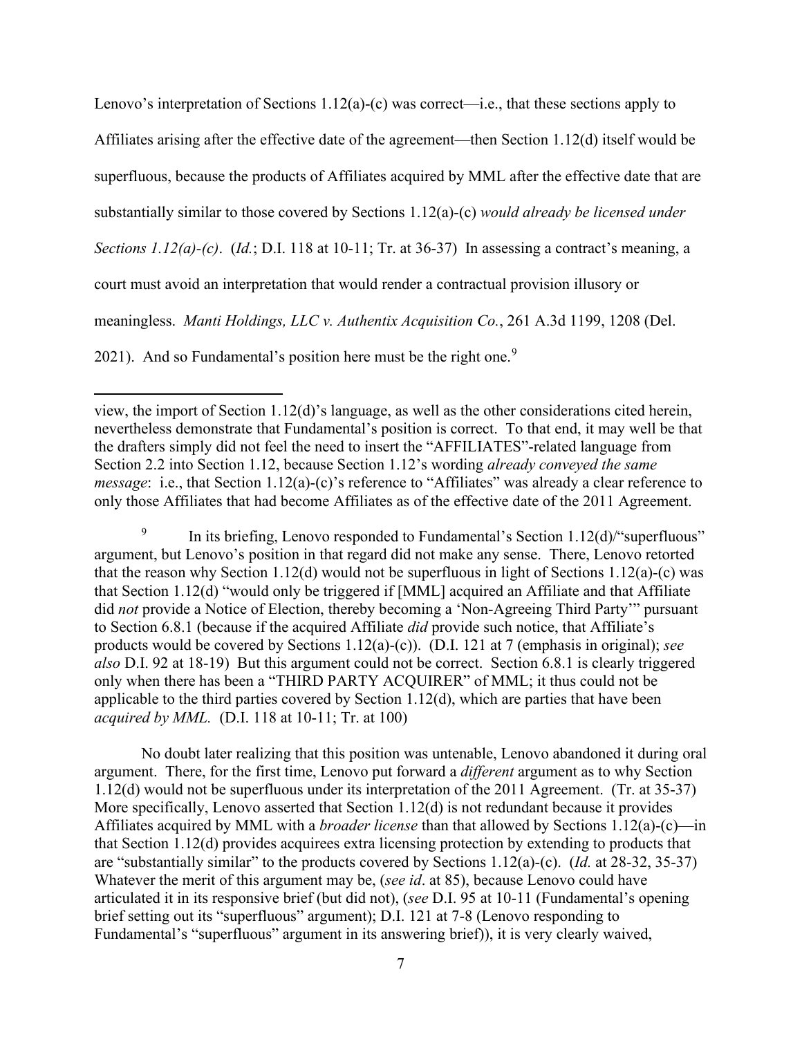Lenovo's interpretation of Sections 1.12(a)-(c) was correct—i.e., that these sections apply to Affiliates arising after the effective date of the agreement—then Section 1.12(d) itself would be superfluous, because the products of Affiliates acquired by MML after the effective date that are substantially similar to those covered by Sections 1.12(a)-(c) *would already be licensed under Sections 1.12(a)-(c)*. (*Id.*; D.I. 118 at 10-11; Tr. at 36-37) In assessing a contract's meaning, a court must avoid an interpretation that would render a contractual provision illusory or meaningless. *Manti Holdings, LLC v. Authentix Acquisition Co.*, 261 A.3d 1199, 1208 (Del. 2021). And so Fundamental's position here must be the right one.[9]

---

view, the import of Section 1.12(d)'s language, as well as the other considerations cited herein, nevertheless demonstrate that Fundamental's position is correct. To that end, it may well be that the drafters simply did not feel the need to insert the "AFFILIATES"-related language from Section 2.2 into Section 1.12, because Section 1.12's wording *already conveyed the same message*: i.e., that Section 1.12(a)-(c)'s reference to "Affiliates" was already a clear reference to only those Affiliates that had become Affiliates as of the effective date of the 2011 Agreement.

[9] In its briefing, Lenovo responded to Fundamental's Section 1.12(d)/"superfluous" argument, but Lenovo's position in that regard did not make any sense. There, Lenovo retorted that the reason why Section 1.12(d) would not be superfluous in light of Sections 1.12(a)-(c) was that Section 1.12(d) "would only be triggered if [MML] acquired an Affiliate and that Affiliate did *not* provide a Notice of Election, thereby becoming a 'Non-Agreeing Third Party'" pursuant to Section 6.8.1 (because if the acquired Affiliate *did* provide such notice, that Affiliate's products would be covered by Sections 1.12(a)-(c)). (D.I. 121 at 7 (emphasis in original); *see also* D.I. 92 at 18-19) But this argument could not be correct. Section 6.8.1 is clearly triggered only when there has been a "THIRD PARTY ACQUIRER" of MML; it thus could not be applicable to the third parties covered by Section 1.12(d), which are parties that have been *acquired by MML*. (D.I. 118 at 10-11; Tr. at 100)

No doubt later realizing that this position was untenable, Lenovo abandoned it during oral argument. There, for the first time, Lenovo put forward a *different* argument as to why Section 1.12(d) would not be superfluous under its interpretation of the 2011 Agreement. (Tr. at 35-37) More specifically, Lenovo asserted that Section 1.12(d) is not redundant because it provides Affiliates acquired by MML with a *broader license* than that allowed by Sections 1.12(a)-(c)—in that Section 1.12(d) provides acquirees extra licensing protection by extending to products that are "substantially similar" to the products covered by Sections 1.12(a)-(c). (*Id.* at 28-32, 35-37) Whatever the merit of this argument may be, (*see id*. at 85), because Lenovo could have articulated it in its responsive brief (but did not), (*see* D.I. 95 at 10-11 (Fundamental's opening brief setting out its "superfluous" argument); D.I. 121 at 7-8 (Lenovo responding to Fundamental's "superfluous" argument in its answering brief)), it is very clearly waived,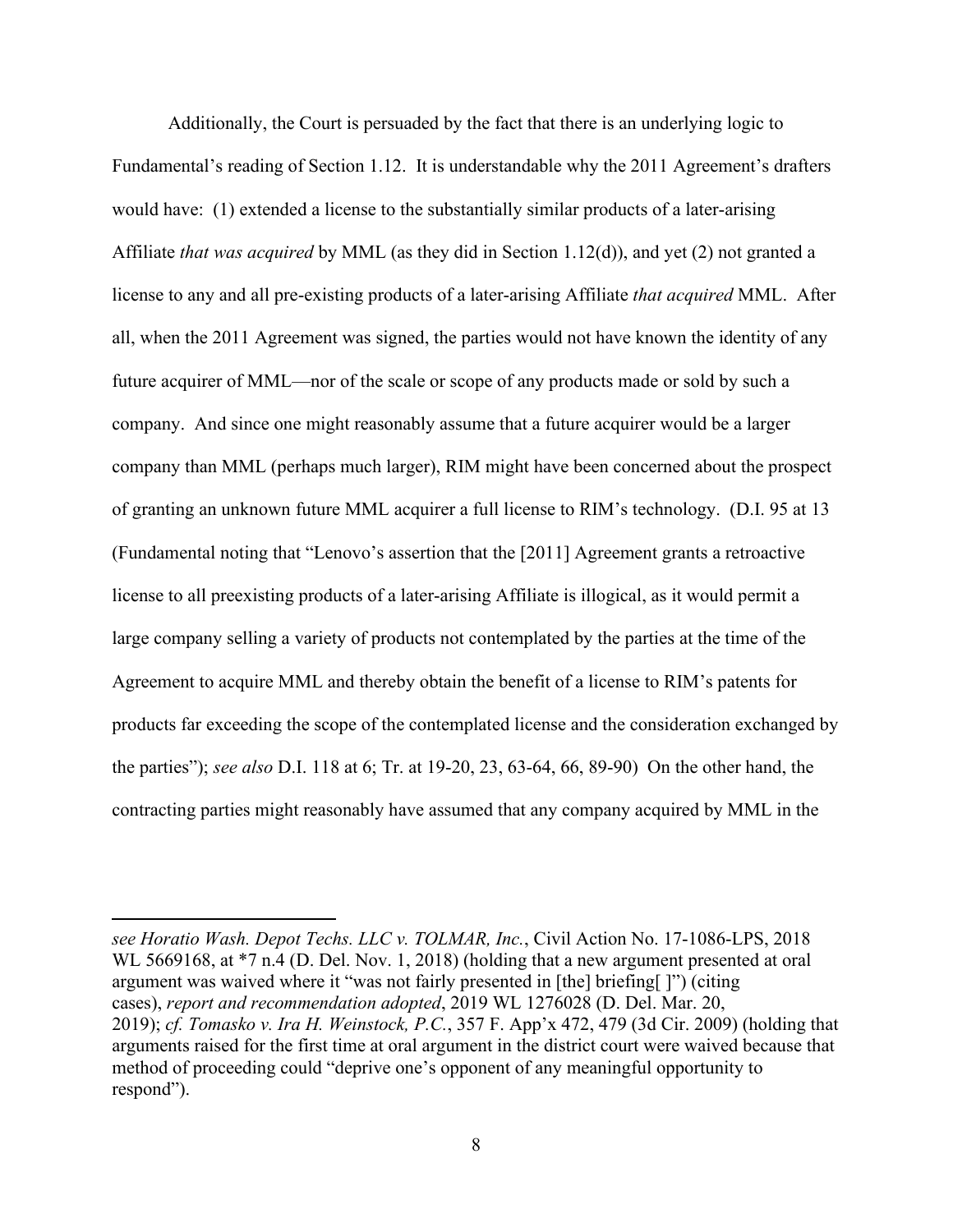Additionally, the Court is persuaded by the fact that there is an underlying logic to Fundamental's reading of Section 1.12. It is understandable why the 2011 Agreement's drafters would have: (1) extended a license to the substantially similar products of a later-arising Affiliate *that was acquired* by MML (as they did in Section 1.12(d)), and yet (2) not granted a license to any and all pre-existing products of a later-arising Affiliate *that acquired* MML. After all, when the 2011 Agreement was signed, the parties would not have known the identity of any future acquirer of MML—nor of the scale or scope of any products made or sold by such a company. And since one might reasonably assume that a future acquirer would be a larger company than MML (perhaps much larger), RIM might have been concerned about the prospect of granting an unknown future MML acquirer a full license to RIM's technology. (D.I. 95 at 13 (Fundamental noting that "Lenovo's assertion that the [2011] Agreement grants a retroactive license to all preexisting products of a later-arising Affiliate is illogical, as it would permit a large company selling a variety of products not contemplated by the parties at the time of the Agreement to acquire MML and thereby obtain the benefit of a license to RIM's patents for products far exceeding the scope of the contemplated license and the consideration exchanged by the parties"); *see also* D.I. 118 at 6; Tr. at 19-20, 23, 63-64, 66, 89-90) On the other hand, the contracting parties might reasonably have assumed that any company acquired by MML in the

---

*see Horatio Wash. Depot Techs. LLC v. TOLMAR, Inc.*, Civil Action No. 17-1086-LPS, 2018 WL 5669168, at *7 n.4 (D. Del. Nov. 1, 2018) (holding that a new argument presented at oral argument was waived where it "was not fairly presented in [the] briefing[ ]") (citing cases), *report and recommendation adopted*, 2019 WL 1276028 (D. Del. Mar. 20, 2019); *cf. Tomasko v. Ira H. Weinstock, P.C.*, 357 F. App'x 472, 479 (3d Cir. 2009) (holding that arguments raised for the first time at oral argument in the district court were waived because that method of proceeding could "deprive one's opponent of any meaningful opportunity to respond").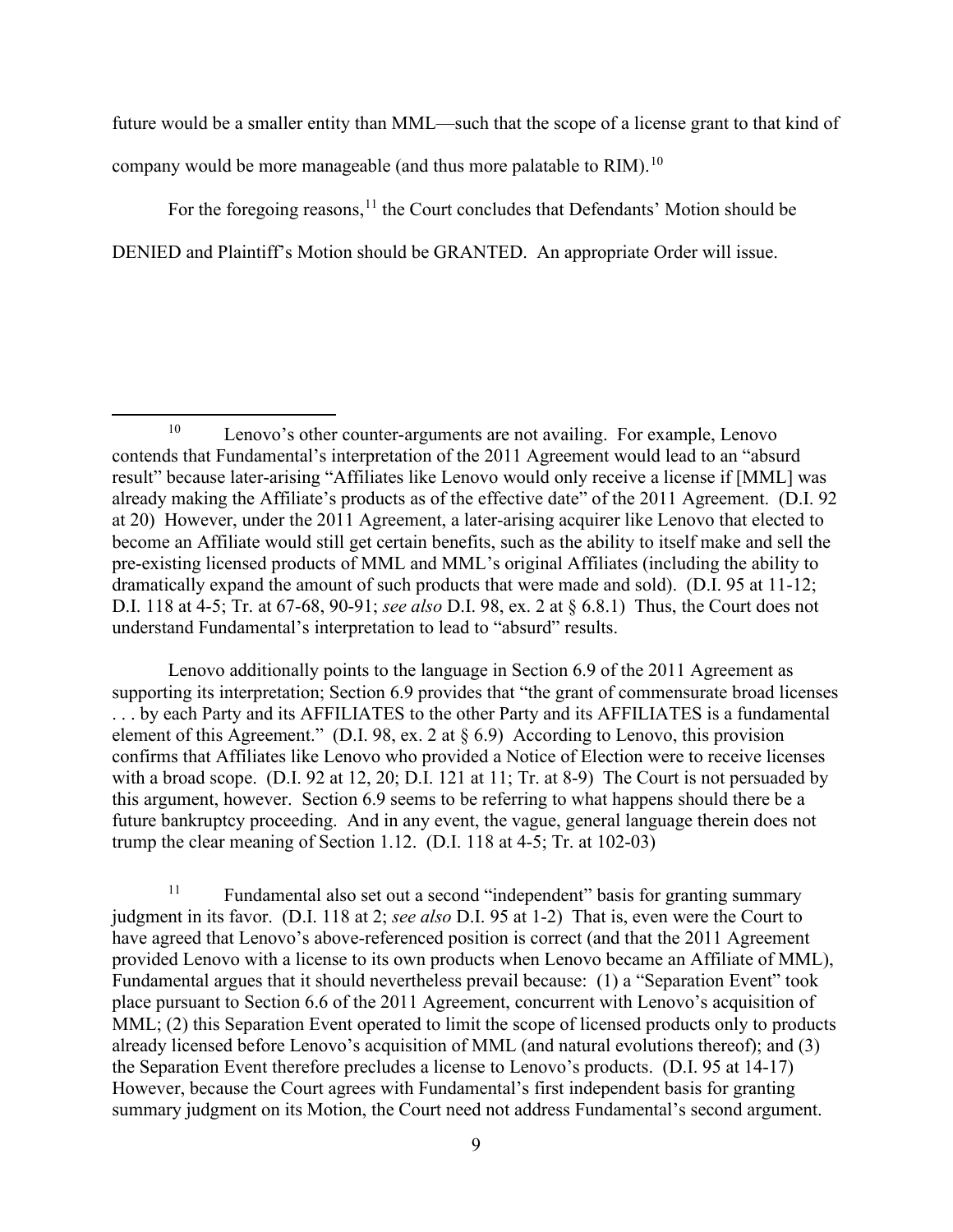future would be a smaller entity than MML—such that the scope of a license grant to that kind of company would be more manageable (and thus more palatable to RIM).[10]

For the foregoing reasons,[11] the Court concludes that Defendants' Motion should be DENIED and Plaintiff's Motion should be GRANTED. An appropriate Order will issue.

---

[10] Lenovo's other counter-arguments are not availing. For example, Lenovo contends that Fundamental's interpretation of the 2011 Agreement would lead to an "absurd result" because later-arising "Affiliates like Lenovo would only receive a license if [MML] was already making the Affiliate's products as of the effective date" of the 2011 Agreement. (D.I. 92 at 20) However, under the 2011 Agreement, a later-arising acquirer like Lenovo that elected to become an Affiliate would still get certain benefits, such as the ability to itself make and sell the pre-existing licensed products of MML and MML's original Affiliates (including the ability to dramatically expand the amount of such products that were made and sold). (D.I. 95 at 11-12; D.I. 118 at 4-5; Tr. at 67-68, 90-91; *see also* D.I. 98, ex. 2 at § 6.8.1) Thus, the Court does not understand Fundamental's interpretation to lead to "absurd" results.

Lenovo additionally points to the language in Section 6.9 of the 2011 Agreement as supporting its interpretation; Section 6.9 provides that "the grant of commensurate broad licenses . . . by each Party and its AFFILIATES to the other Party and its AFFILIATES is a fundamental element of this Agreement." (D.I. 98, ex. 2 at § 6.9) According to Lenovo, this provision confirms that Affiliates like Lenovo who provided a Notice of Election were to receive licenses with a broad scope. (D.I. 92 at 12, 20; D.I. 121 at 11; Tr. at 8-9) The Court is not persuaded by this argument, however. Section 6.9 seems to be referring to what happens should there be a future bankruptcy proceeding. And in any event, the vague, general language therein does not trump the clear meaning of Section 1.12. (D.I. 118 at 4-5; Tr. at 102-03)

[11] Fundamental also set out a second "independent" basis for granting summary judgment in its favor. (D.I. 118 at 2; *see also* D.I. 95 at 1-2) That is, even were the Court to have agreed that Lenovo's above-referenced position is correct (and that the 2011 Agreement provided Lenovo with a license to its own products when Lenovo became an Affiliate of MML), Fundamental argues that it should nevertheless prevail because: (1) a "Separation Event" took place pursuant to Section 6.6 of the 2011 Agreement, concurrent with Lenovo's acquisition of MML; (2) this Separation Event operated to limit the scope of licensed products only to products already licensed before Lenovo's acquisition of MML (and natural evolutions thereof); and (3) the Separation Event therefore precludes a license to Lenovo's products. (D.I. 95 at 14-17) However, because the Court agrees with Fundamental's first independent basis for granting summary judgment on its Motion, the Court need not address Fundamental's second argument.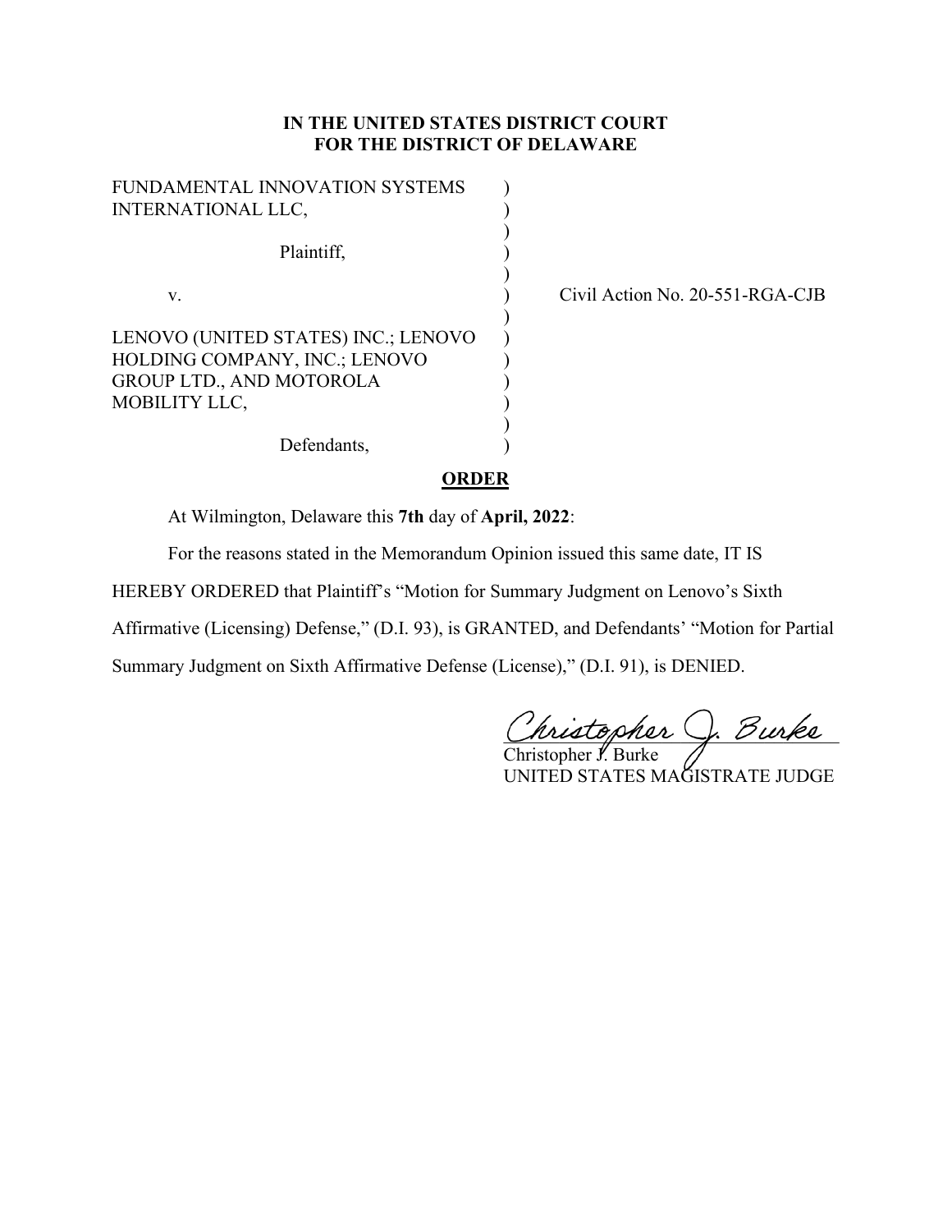**IN THE UNITED STATES DISTRICT COURT**
**FOR THE DISTRICT OF DELAWARE**

FUNDAMENTAL INNOVATION SYSTEMS INTERNATIONAL LLC,

Plaintiff,

v.

LENOVO (UNITED STATES) INC.; LENOVO HOLDING COMPANY, INC.; LENOVO GROUP LTD., AND MOTOROLA MOBILITY LLC,

Defendants,

Civil Action No. 20-551-RGA-CJB

**ORDER**

At Wilmington, Delaware this **7th** day of **April, 2022**:

For the reasons stated in the Memorandum Opinion issued this same date, IT IS HEREBY ORDERED that Plaintiff's "Motion for Summary Judgment on Lenovo's Sixth Affirmative (Licensing) Defense," (D.I. 93), is GRANTED, and Defendants' "Motion for Partial Summary Judgment on Sixth Affirmative Defense (License)," (D.I. 91), is DENIED.

Christopher J. Burke
Christopher J. Burke
UNITED STATES MAGISTRATE JUDGE